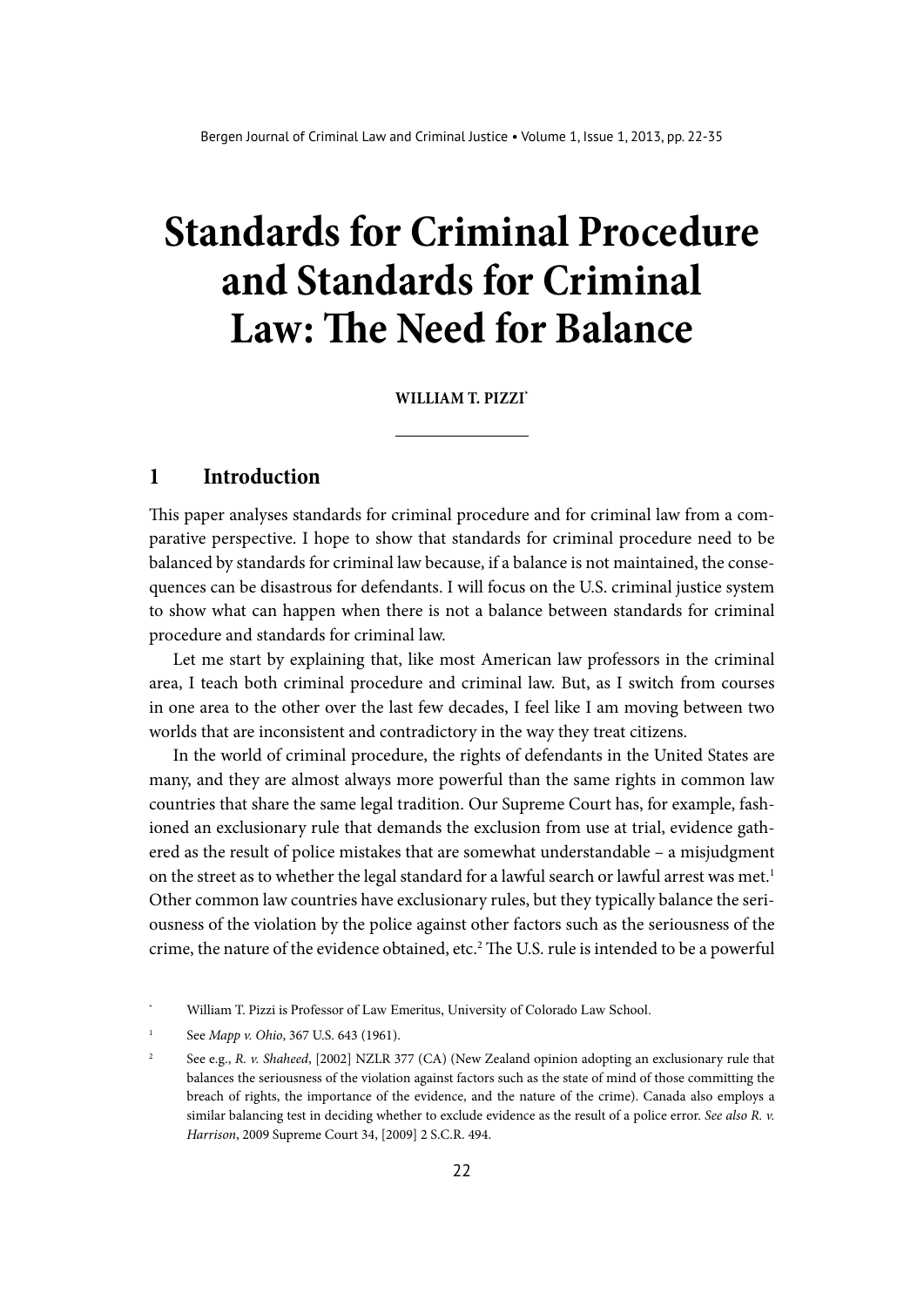# Standards for Criminal Procedure and Standards for Criminal Law: The Need for Balance

**WILLIAM T. PIZZI**[*]

## 1 Introduction

This paper analyses standards for criminal procedure and for criminal law from a comparative perspective. I hope to show that standards for criminal procedure need to be balanced by standards for criminal law because, if a balance is not maintained, the consequences can be disastrous for defendants. I will focus on the U.S. criminal justice system to show what can happen when there is not a balance between standards for criminal procedure and standards for criminal law.

Let me start by explaining that, like most American law professors in the criminal area, I teach both criminal procedure and criminal law. But, as I switch from courses in one area to the other over the last few decades, I feel like I am moving between two worlds that are inconsistent and contradictory in the way they treat citizens.

In the world of criminal procedure, the rights of defendants in the United States are many, and they are almost always more powerful than the same rights in common law countries that share the same legal tradition. Our Supreme Court has, for example, fashioned an exclusionary rule that demands the exclusion from use at trial, evidence gathered as the result of police mistakes that are somewhat understandable – a misjudgment on the street as to whether the legal standard for a lawful search or lawful arrest was met.[1] Other common law countries have exclusionary rules, but they typically balance the seriousness of the violation by the police against other factors such as the seriousness of the crime, the nature of the evidence obtained, etc.[2] The U.S. rule is intended to be a powerful

---

[*] William T. Pizzi is Professor of Law Emeritus, University of Colorado Law School.

[1] See *Mapp v. Ohio*, 367 U.S. 643 (1961).

[2] See e.g., *R. v. Shaheed*, [2002] NZLR 377 (CA) (New Zealand opinion adopting an exclusionary rule that balances the seriousness of the violation against factors such as the state of mind of those committing the breach of rights, the importance of the evidence, and the nature of the crime). Canada also employs a similar balancing test in deciding whether to exclude evidence as the result of a police error. *See also R. v. Harrison*, 2009 Supreme Court 34, [2009] 2 S.C.R. 494.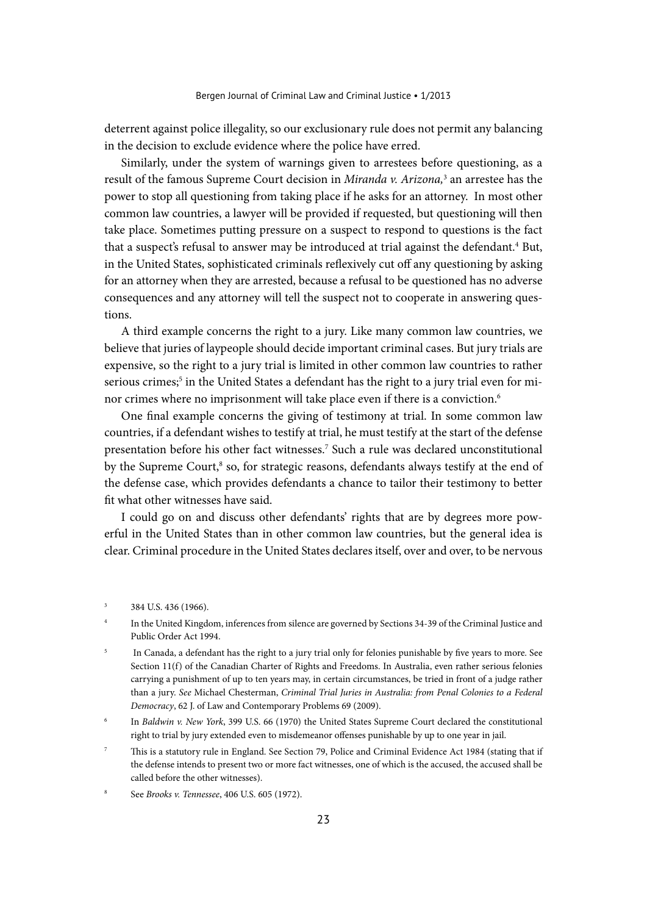deterrent against police illegality, so our exclusionary rule does not permit any balancing in the decision to exclude evidence where the police have erred.

Similarly, under the system of warnings given to arrestees before questioning, as a result of the famous Supreme Court decision in *Miranda v. Arizona,*[3] an arrestee has the power to stop all questioning from taking place if he asks for an attorney. In most other common law countries, a lawyer will be provided if requested, but questioning will then take place. Sometimes putting pressure on a suspect to respond to questions is the fact that a suspect's refusal to answer may be introduced at trial against the defendant.[4] But, in the United States, sophisticated criminals reflexively cut off any questioning by asking for an attorney when they are arrested, because a refusal to be questioned has no adverse consequences and any attorney will tell the suspect not to cooperate in answering questions.

A third example concerns the right to a jury. Like many common law countries, we believe that juries of laypeople should decide important criminal cases. But jury trials are expensive, so the right to a jury trial is limited in other common law countries to rather serious crimes;[5] in the United States a defendant has the right to a jury trial even for minor crimes where no imprisonment will take place even if there is a conviction.[6]

One final example concerns the giving of testimony at trial. In some common law countries, if a defendant wishes to testify at trial, he must testify at the start of the defense presentation before his other fact witnesses.[7] Such a rule was declared unconstitutional by the Supreme Court,[8] so, for strategic reasons, defendants always testify at the end of the defense case, which provides defendants a chance to tailor their testimony to better fit what other witnesses have said.

I could go on and discuss other defendants' rights that are by degrees more powerful in the United States than in other common law countries, but the general idea is clear. Criminal procedure in the United States declares itself, over and over, to be nervous

---

[3] 384 U.S. 436 (1966).

[4] In the United Kingdom, inferences from silence are governed by Sections 34-39 of the Criminal Justice and Public Order Act 1994.

[5] In Canada, a defendant has the right to a jury trial only for felonies punishable by five years to more. See Section 11(f) of the Canadian Charter of Rights and Freedoms. In Australia, even rather serious felonies carrying a punishment of up to ten years may, in certain circumstances, be tried in front of a judge rather than a jury. *See* Michael Chesterman, *Criminal Trial Juries in Australia: from Penal Colonies to a Federal Democracy*, 62 J. of Law and Contemporary Problems 69 (2009).

[6] In *Baldwin v. New York*, 399 U.S. 66 (1970) the United States Supreme Court declared the constitutional right to trial by jury extended even to misdemeanor offenses punishable by up to one year in jail.

[7] This is a statutory rule in England. See Section 79, Police and Criminal Evidence Act 1984 (stating that if the defense intends to present two or more fact witnesses, one of which is the accused, the accused shall be called before the other witnesses).

[8] See *Brooks v. Tennessee*, 406 U.S. 605 (1972).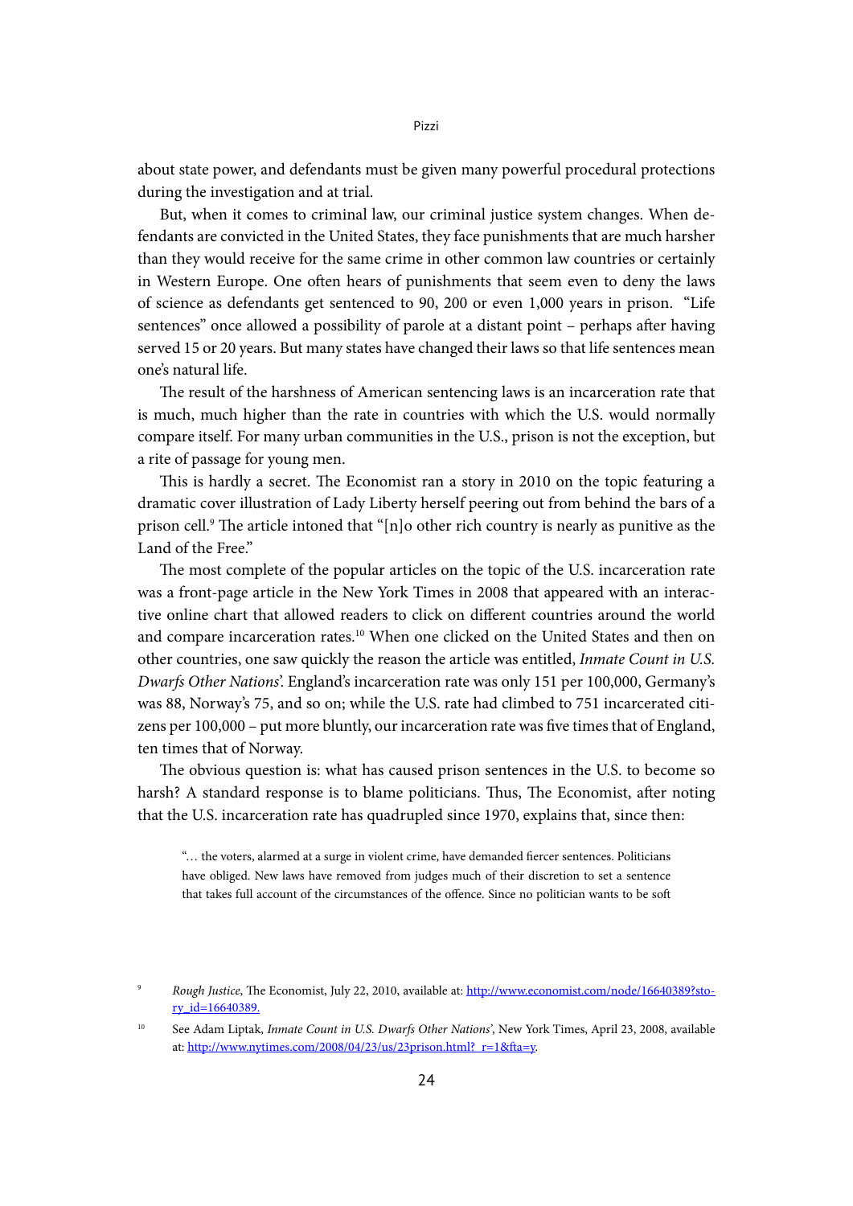about state power, and defendants must be given many powerful procedural protections during the investigation and at trial.

But, when it comes to criminal law, our criminal justice system changes. When defendants are convicted in the United States, they face punishments that are much harsher than they would receive for the same crime in other common law countries or certainly in Western Europe. One often hears of punishments that seem even to deny the laws of science as defendants get sentenced to 90, 200 or even 1,000 years in prison. "Life sentences" once allowed a possibility of parole at a distant point – perhaps after having served 15 or 20 years. But many states have changed their laws so that life sentences mean one's natural life.

The result of the harshness of American sentencing laws is an incarceration rate that is much, much higher than the rate in countries with which the U.S. would normally compare itself. For many urban communities in the U.S., prison is not the exception, but a rite of passage for young men.

This is hardly a secret. The Economist ran a story in 2010 on the topic featuring a dramatic cover illustration of Lady Liberty herself peering out from behind the bars of a prison cell.[9] The article intoned that "[n]o other rich country is nearly as punitive as the Land of the Free."

The most complete of the popular articles on the topic of the U.S. incarceration rate was a front-page article in the New York Times in 2008 that appeared with an interactive online chart that allowed readers to click on different countries around the world and compare incarceration rates.[10] When one clicked on the United States and then on other countries, one saw quickly the reason the article was entitled, *Inmate Count in U.S. Dwarfs Other Nations*'. England's incarceration rate was only 151 per 100,000, Germany's was 88, Norway's 75, and so on; while the U.S. rate had climbed to 751 incarcerated citizens per 100,000 – put more bluntly, our incarceration rate was five times that of England, ten times that of Norway.

The obvious question is: what has caused prison sentences in the U.S. to become so harsh? A standard response is to blame politicians. Thus, The Economist, after noting that the U.S. incarceration rate has quadrupled since 1970, explains that, since then:

> "… the voters, alarmed at a surge in violent crime, have demanded fiercer sentences. Politicians have obliged. New laws have removed from judges much of their discretion to set a sentence that takes full account of the circumstances of the offence. Since no politician wants to be soft

---

[9] *Rough Justice*, The Economist, July 22, 2010, available at: http://www.economist.com/node/16640389?story_id=16640389.

[10] See Adam Liptak, *Inmate Count in U.S. Dwarfs Other Nations*', New York Times, April 23, 2008, available at: http://www.nytimes.com/2008/04/23/us/23prison.html?_r=1&fta=y.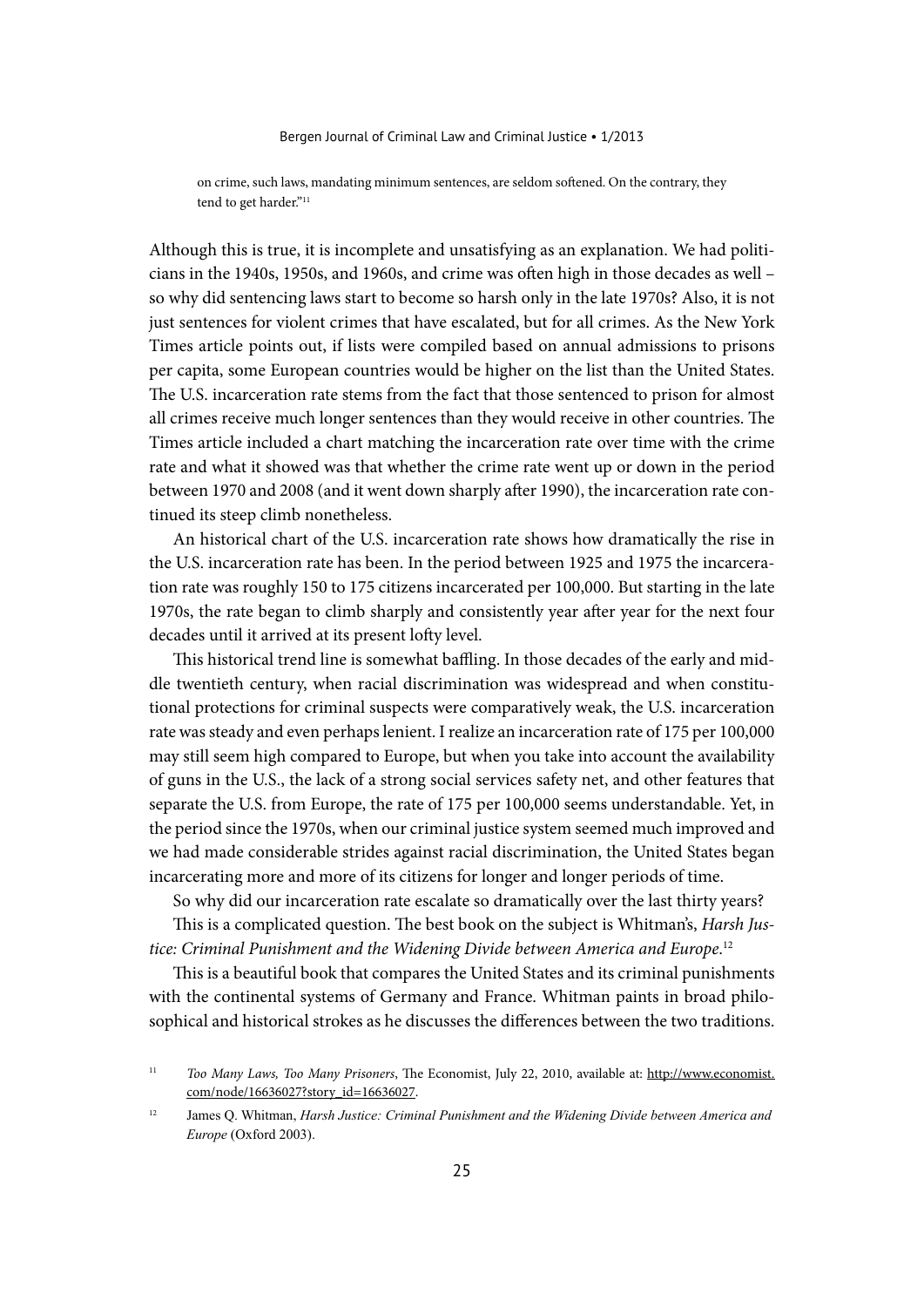> on crime, such laws, mandating minimum sentences, are seldom softened. On the contrary, they tend to get harder."[11]

Although this is true, it is incomplete and unsatisfying as an explanation. We had politicians in the 1940s, 1950s, and 1960s, and crime was often high in those decades as well – so why did sentencing laws start to become so harsh only in the late 1970s? Also, it is not just sentences for violent crimes that have escalated, but for all crimes. As the New York Times article points out, if lists were compiled based on annual admissions to prisons per capita, some European countries would be higher on the list than the United States. The U.S. incarceration rate stems from the fact that those sentenced to prison for almost all crimes receive much longer sentences than they would receive in other countries. The Times article included a chart matching the incarceration rate over time with the crime rate and what it showed was that whether the crime rate went up or down in the period between 1970 and 2008 (and it went down sharply after 1990), the incarceration rate continued its steep climb nonetheless.

An historical chart of the U.S. incarceration rate shows how dramatically the rise in the U.S. incarceration rate has been. In the period between 1925 and 1975 the incarceration rate was roughly 150 to 175 citizens incarcerated per 100,000. But starting in the late 1970s, the rate began to climb sharply and consistently year after year for the next four decades until it arrived at its present lofty level.

This historical trend line is somewhat baffling. In those decades of the early and middle twentieth century, when racial discrimination was widespread and when constitutional protections for criminal suspects were comparatively weak, the U.S. incarceration rate was steady and even perhaps lenient. I realize an incarceration rate of 175 per 100,000 may still seem high compared to Europe, but when you take into account the availability of guns in the U.S., the lack of a strong social services safety net, and other features that separate the U.S. from Europe, the rate of 175 per 100,000 seems understandable. Yet, in the period since the 1970s, when our criminal justice system seemed much improved and we had made considerable strides against racial discrimination, the United States began incarcerating more and more of its citizens for longer and longer periods of time.

So why did our incarceration rate escalate so dramatically over the last thirty years?

This is a complicated question. The best book on the subject is Whitman's, *Harsh Justice: Criminal Punishment and the Widening Divide between America and Europe*.[12]

This is a beautiful book that compares the United States and its criminal punishments with the continental systems of Germany and France. Whitman paints in broad philosophical and historical strokes as he discusses the differences between the two traditions.

[11] *Too Many Laws, Too Many Prisoners*, The Economist, July 22, 2010, available at: http://www.economist.com/node/16636027?story_id=16636027.

[12] James Q. Whitman, *Harsh Justice: Criminal Punishment and the Widening Divide between America and Europe* (Oxford 2003).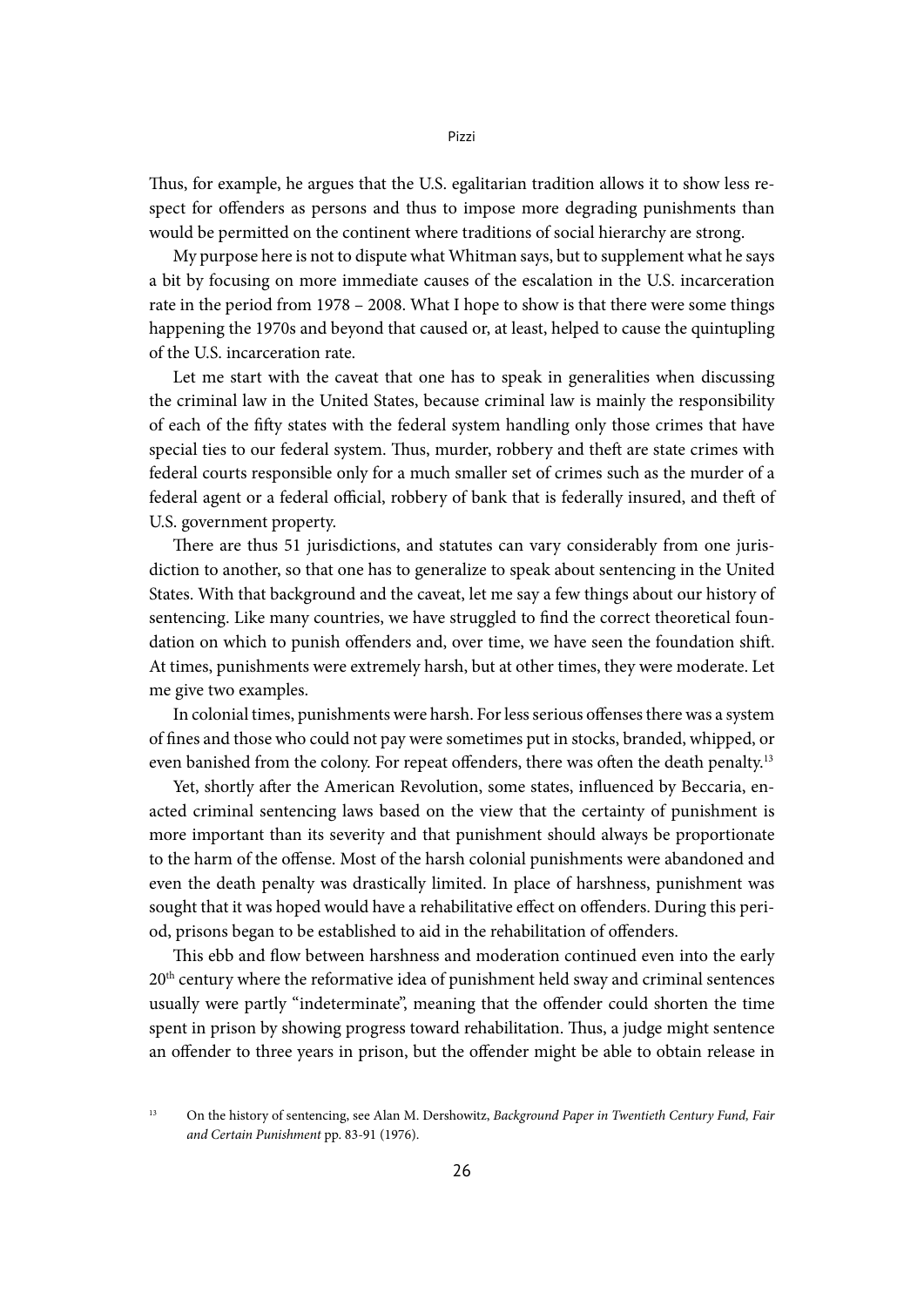Thus, for example, he argues that the U.S. egalitarian tradition allows it to show less respect for offenders as persons and thus to impose more degrading punishments than would be permitted on the continent where traditions of social hierarchy are strong.

My purpose here is not to dispute what Whitman says, but to supplement what he says a bit by focusing on more immediate causes of the escalation in the U.S. incarceration rate in the period from 1978 – 2008. What I hope to show is that there were some things happening the 1970s and beyond that caused or, at least, helped to cause the quintupling of the U.S. incarceration rate.

Let me start with the caveat that one has to speak in generalities when discussing the criminal law in the United States, because criminal law is mainly the responsibility of each of the fifty states with the federal system handling only those crimes that have special ties to our federal system. Thus, murder, robbery and theft are state crimes with federal courts responsible only for a much smaller set of crimes such as the murder of a federal agent or a federal official, robbery of bank that is federally insured, and theft of U.S. government property.

There are thus 51 jurisdictions, and statutes can vary considerably from one jurisdiction to another, so that one has to generalize to speak about sentencing in the United States. With that background and the caveat, let me say a few things about our history of sentencing. Like many countries, we have struggled to find the correct theoretical foundation on which to punish offenders and, over time, we have seen the foundation shift. At times, punishments were extremely harsh, but at other times, they were moderate. Let me give two examples.

In colonial times, punishments were harsh. For less serious offenses there was a system of fines and those who could not pay were sometimes put in stocks, branded, whipped, or even banished from the colony. For repeat offenders, there was often the death penalty.[13]

Yet, shortly after the American Revolution, some states, influenced by Beccaria, enacted criminal sentencing laws based on the view that the certainty of punishment is more important than its severity and that punishment should always be proportionate to the harm of the offense. Most of the harsh colonial punishments were abandoned and even the death penalty was drastically limited. In place of harshness, punishment was sought that it was hoped would have a rehabilitative effect on offenders. During this period, prisons began to be established to aid in the rehabilitation of offenders.

This ebb and flow between harshness and moderation continued even into the early 20th century where the reformative idea of punishment held sway and criminal sentences usually were partly "indeterminate", meaning that the offender could shorten the time spent in prison by showing progress toward rehabilitation. Thus, a judge might sentence an offender to three years in prison, but the offender might be able to obtain release in

[13] On the history of sentencing, see Alan M. Dershowitz, *Background Paper in Twentieth Century Fund, Fair and Certain Punishment* pp. 83-91 (1976).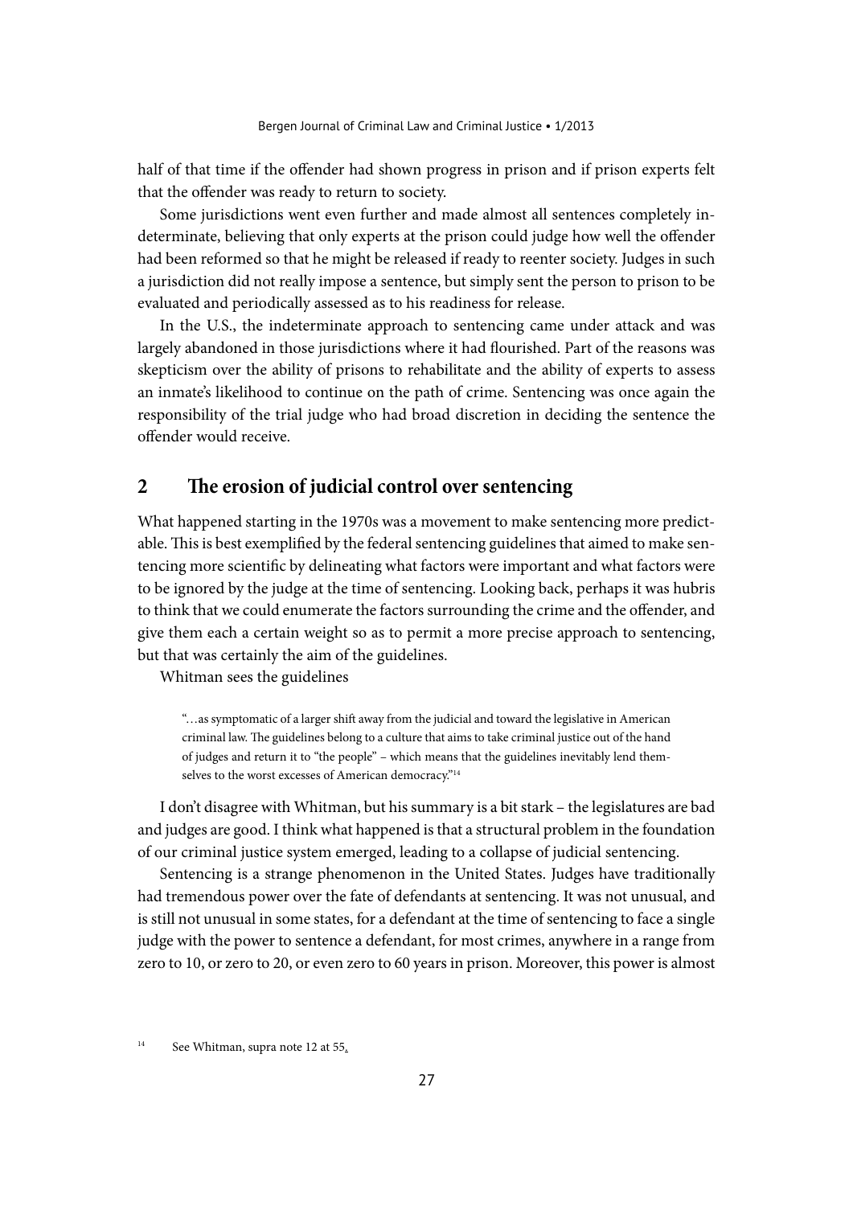half of that time if the offender had shown progress in prison and if prison experts felt that the offender was ready to return to society.

Some jurisdictions went even further and made almost all sentences completely indeterminate, believing that only experts at the prison could judge how well the offender had been reformed so that he might be released if ready to reenter society. Judges in such a jurisdiction did not really impose a sentence, but simply sent the person to prison to be evaluated and periodically assessed as to his readiness for release.

In the U.S., the indeterminate approach to sentencing came under attack and was largely abandoned in those jurisdictions where it had flourished. Part of the reasons was skepticism over the ability of prisons to rehabilitate and the ability of experts to assess an inmate's likelihood to continue on the path of crime. Sentencing was once again the responsibility of the trial judge who had broad discretion in deciding the sentence the offender would receive.

## 2 The erosion of judicial control over sentencing

What happened starting in the 1970s was a movement to make sentencing more predictable. This is best exemplified by the federal sentencing guidelines that aimed to make sentencing more scientific by delineating what factors were important and what factors were to be ignored by the judge at the time of sentencing. Looking back, perhaps it was hubris to think that we could enumerate the factors surrounding the crime and the offender, and give them each a certain weight so as to permit a more precise approach to sentencing, but that was certainly the aim of the guidelines.

Whitman sees the guidelines

> "…as symptomatic of a larger shift away from the judicial and toward the legislative in American criminal law. The guidelines belong to a culture that aims to take criminal justice out of the hand of judges and return it to "the people" – which means that the guidelines inevitably lend themselves to the worst excesses of American democracy."[14]

I don't disagree with Whitman, but his summary is a bit stark – the legislatures are bad and judges are good. I think what happened is that a structural problem in the foundation of our criminal justice system emerged, leading to a collapse of judicial sentencing.

Sentencing is a strange phenomenon in the United States. Judges have traditionally had tremendous power over the fate of defendants at sentencing. It was not unusual, and is still not unusual in some states, for a defendant at the time of sentencing to face a single judge with the power to sentence a defendant, for most crimes, anywhere in a range from zero to 10, or zero to 20, or even zero to 60 years in prison. Moreover, this power is almost

[14] See Whitman, supra note 12 at 55.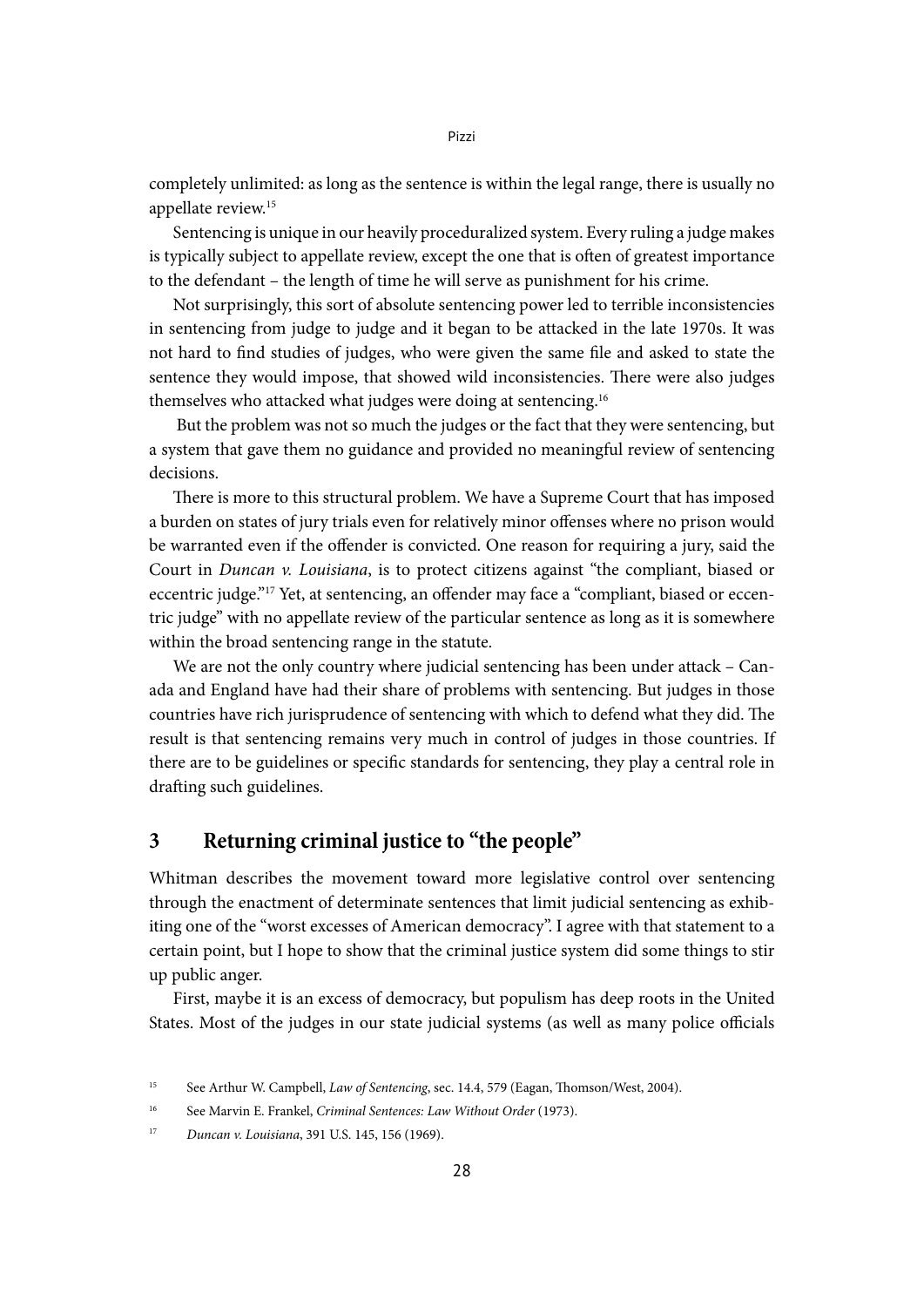completely unlimited: as long as the sentence is within the legal range, there is usually no appellate review.[15]

Sentencing is unique in our heavily proceduralized system. Every ruling a judge makes is typically subject to appellate review, except the one that is often of greatest importance to the defendant – the length of time he will serve as punishment for his crime.

Not surprisingly, this sort of absolute sentencing power led to terrible inconsistencies in sentencing from judge to judge and it began to be attacked in the late 1970s. It was not hard to find studies of judges, who were given the same file and asked to state the sentence they would impose, that showed wild inconsistencies. There were also judges themselves who attacked what judges were doing at sentencing.[16]

But the problem was not so much the judges or the fact that they were sentencing, but a system that gave them no guidance and provided no meaningful review of sentencing decisions.

There is more to this structural problem. We have a Supreme Court that has imposed a burden on states of jury trials even for relatively minor offenses where no prison would be warranted even if the offender is convicted. One reason for requiring a jury, said the Court in *Duncan v. Louisiana*, is to protect citizens against "the compliant, biased or eccentric judge."[17] Yet, at sentencing, an offender may face a "compliant, biased or eccentric judge" with no appellate review of the particular sentence as long as it is somewhere within the broad sentencing range in the statute.

We are not the only country where judicial sentencing has been under attack – Canada and England have had their share of problems with sentencing. But judges in those countries have rich jurisprudence of sentencing with which to defend what they did. The result is that sentencing remains very much in control of judges in those countries. If there are to be guidelines or specific standards for sentencing, they play a central role in drafting such guidelines.

## 3 Returning criminal justice to "the people"

Whitman describes the movement toward more legislative control over sentencing through the enactment of determinate sentences that limit judicial sentencing as exhibiting one of the "worst excesses of American democracy". I agree with that statement to a certain point, but I hope to show that the criminal justice system did some things to stir up public anger.

First, maybe it is an excess of democracy, but populism has deep roots in the United States. Most of the judges in our state judicial systems (as well as many police officials

---

[15] See Arthur W. Campbell, *Law of Sentencing*, sec. 14.4, 579 (Eagan, Thomson/West, 2004).

[16] See Marvin E. Frankel, *Criminal Sentences: Law Without Order* (1973).

[17] *Duncan v. Louisiana*, 391 U.S. 145, 156 (1969).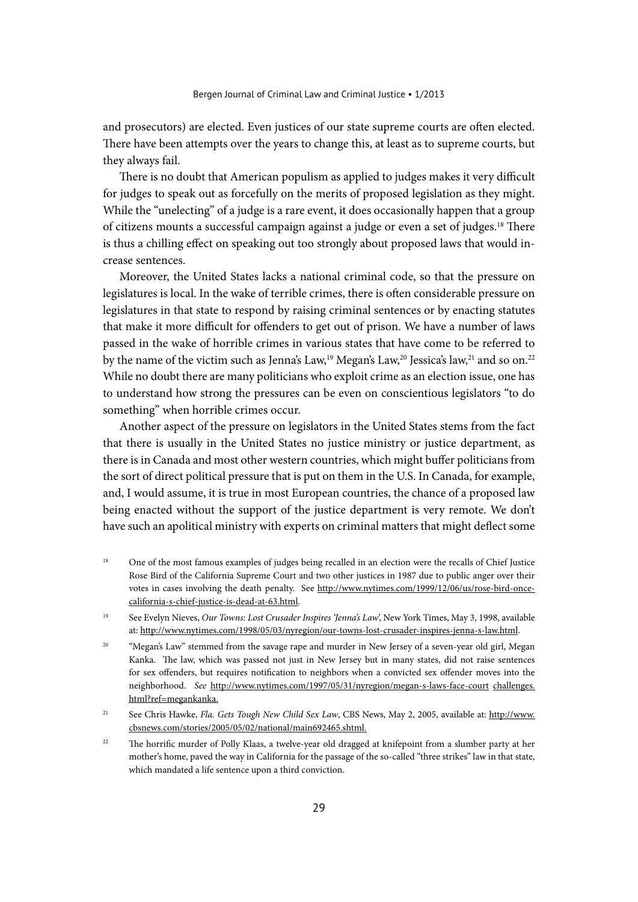and prosecutors) are elected. Even justices of our state supreme courts are often elected. There have been attempts over the years to change this, at least as to supreme courts, but they always fail.

There is no doubt that American populism as applied to judges makes it very difficult for judges to speak out as forcefully on the merits of proposed legislation as they might. While the "unelecting" of a judge is a rare event, it does occasionally happen that a group of citizens mounts a successful campaign against a judge or even a set of judges.[18] There is thus a chilling effect on speaking out too strongly about proposed laws that would increase sentences.

Moreover, the United States lacks a national criminal code, so that the pressure on legislatures is local. In the wake of terrible crimes, there is often considerable pressure on legislatures in that state to respond by raising criminal sentences or by enacting statutes that make it more difficult for offenders to get out of prison. We have a number of laws passed in the wake of horrible crimes in various states that have come to be referred to by the name of the victim such as Jenna's Law,[19] Megan's Law,[20] Jessica's law,[21] and so on.[22] While no doubt there are many politicians who exploit crime as an election issue, one has to understand how strong the pressures can be even on conscientious legislators "to do something" when horrible crimes occur.

Another aspect of the pressure on legislators in the United States stems from the fact that there is usually in the United States no justice ministry or justice department, as there is in Canada and most other western countries, which might buffer politicians from the sort of direct political pressure that is put on them in the U.S. In Canada, for example, and, I would assume, it is true in most European countries, the chance of a proposed law being enacted without the support of the justice department is very remote. We don't have such an apolitical ministry with experts on criminal matters that might deflect some

[18] One of the most famous examples of judges being recalled in an election were the recalls of Chief Justice Rose Bird of the California Supreme Court and two other justices in 1987 due to public anger over their votes in cases involving the death penalty. See http://www.nytimes.com/1999/12/06/us/rose-bird-once-california-s-chief-justice-is-dead-at-63.html.

[19] See Evelyn Nieves, *Our Towns: Lost Crusader Inspires 'Jenna's Law'*, New York Times, May 3, 1998, available at: http://www.nytimes.com/1998/05/03/nyregion/our-towns-lost-crusader-inspires-jenna-s-law.html.

[20] "Megan's Law" stemmed from the savage rape and murder in New Jersey of a seven-year old girl, Megan Kanka. The law, which was passed not just in New Jersey but in many states, did not raise sentences for sex offenders, but requires notification to neighbors when a convicted sex offender moves into the neighborhood. *See* http://www.nytimes.com/1997/05/31/nyregion/megan-s-laws-face-court challenges.html?ref=megankanka.

[21] See Chris Hawke, *Fla. Gets Tough New Child Sex Law*, CBS News, May 2, 2005, available at: http://www.cbsnews.com/stories/2005/05/02/national/main692465.shtml.

[22] The horrific murder of Polly Klaas, a twelve-year old dragged at knifepoint from a slumber party at her mother's home, paved the way in California for the passage of the so-called "three strikes" law in that state, which mandated a life sentence upon a third conviction.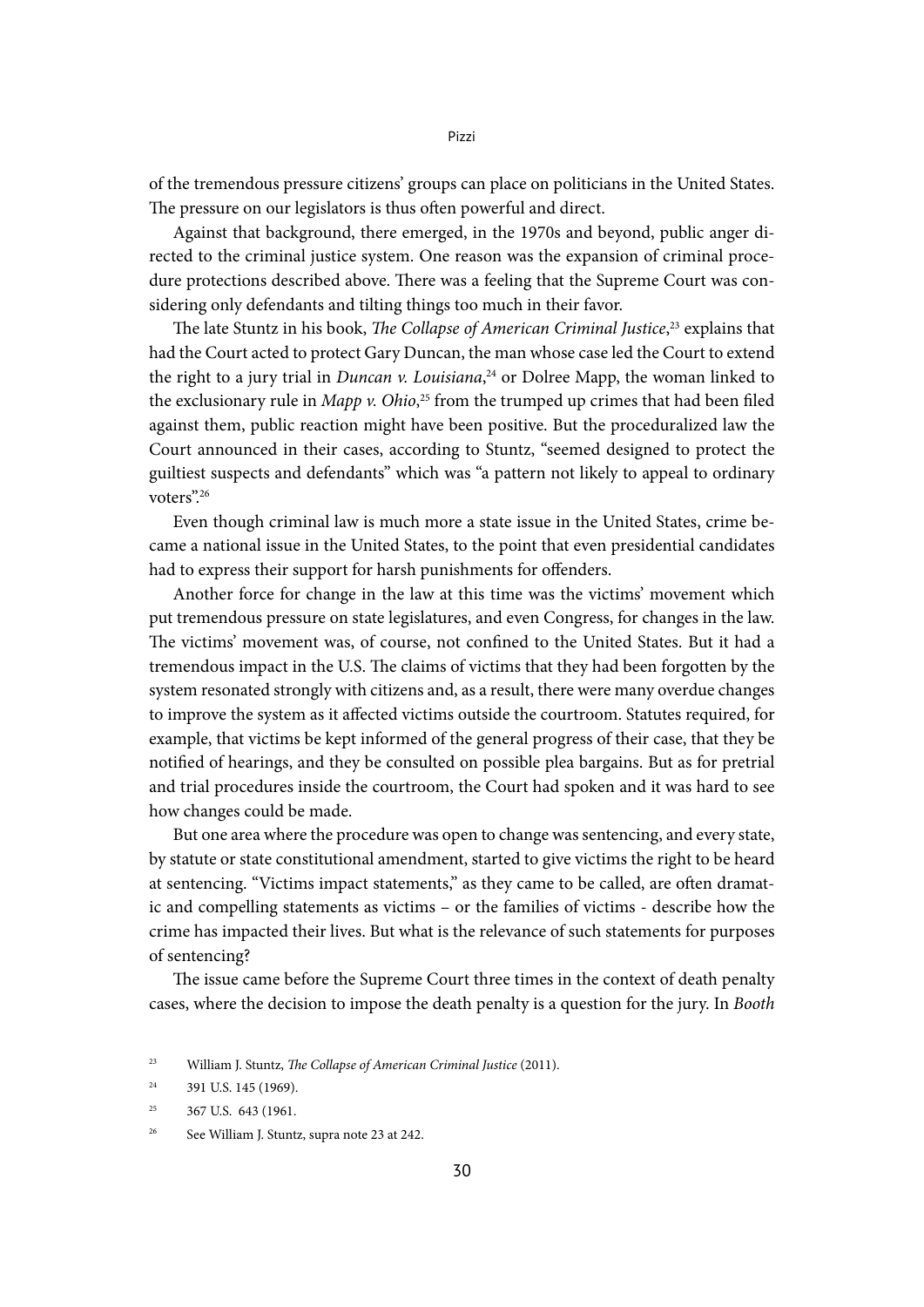of the tremendous pressure citizens' groups can place on politicians in the United States. The pressure on our legislators is thus often powerful and direct.

Against that background, there emerged, in the 1970s and beyond, public anger directed to the criminal justice system. One reason was the expansion of criminal procedure protections described above. There was a feeling that the Supreme Court was considering only defendants and tilting things too much in their favor.

The late Stuntz in his book, *The Collapse of American Criminal Justice*,[23] explains that had the Court acted to protect Gary Duncan, the man whose case led the Court to extend the right to a jury trial in *Duncan v. Louisiana*,[24] or Dolree Mapp, the woman linked to the exclusionary rule in *Mapp v. Ohio*,[25] from the trumped up crimes that had been filed against them, public reaction might have been positive. But the proceduralized law the Court announced in their cases, according to Stuntz, "seemed designed to protect the guiltiest suspects and defendants" which was "a pattern not likely to appeal to ordinary voters".[26]

Even though criminal law is much more a state issue in the United States, crime became a national issue in the United States, to the point that even presidential candidates had to express their support for harsh punishments for offenders.

Another force for change in the law at this time was the victims' movement which put tremendous pressure on state legislatures, and even Congress, for changes in the law. The victims' movement was, of course, not confined to the United States. But it had a tremendous impact in the U.S. The claims of victims that they had been forgotten by the system resonated strongly with citizens and, as a result, there were many overdue changes to improve the system as it affected victims outside the courtroom. Statutes required, for example, that victims be kept informed of the general progress of their case, that they be notified of hearings, and they be consulted on possible plea bargains. But as for pretrial and trial procedures inside the courtroom, the Court had spoken and it was hard to see how changes could be made.

But one area where the procedure was open to change was sentencing, and every state, by statute or state constitutional amendment, started to give victims the right to be heard at sentencing. "Victims impact statements," as they came to be called, are often dramatic and compelling statements as victims – or the families of victims - describe how the crime has impacted their lives. But what is the relevance of such statements for purposes of sentencing?

The issue came before the Supreme Court three times in the context of death penalty cases, where the decision to impose the death penalty is a question for the jury. In *Booth*

---

[23] William J. Stuntz, *The Collapse of American Criminal Justice* (2011).

[24] 391 U.S. 145 (1969).

[25] 367 U.S. 643 (1961.

[26] See William J. Stuntz, supra note 23 at 242.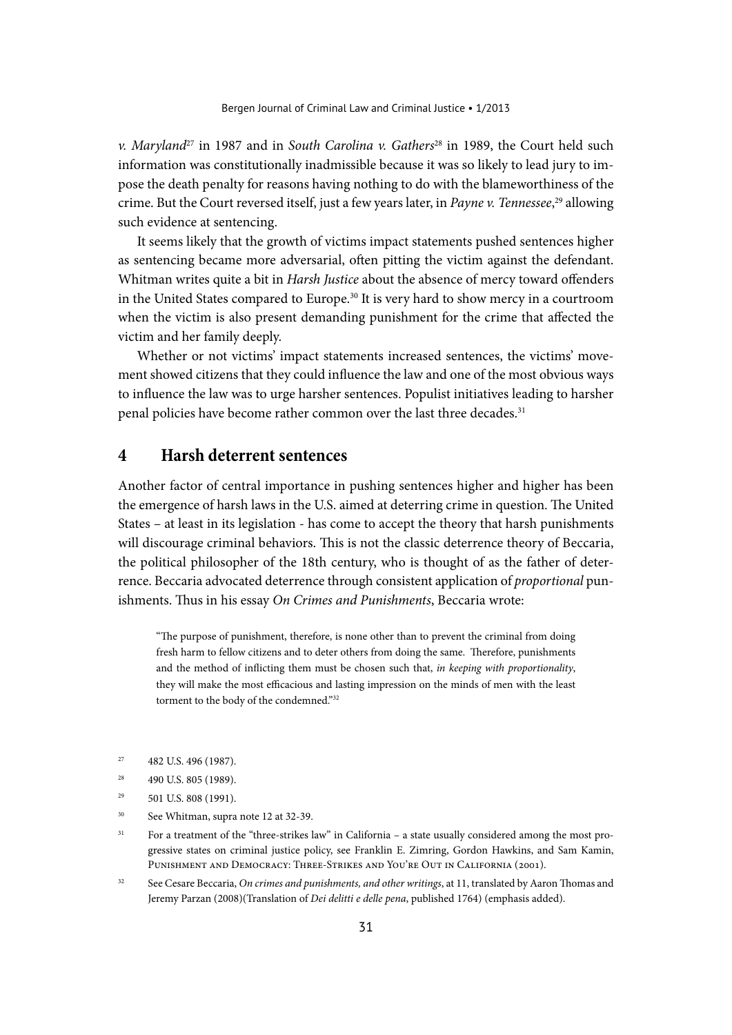*v. Maryland*[27] in 1987 and in *South Carolina v. Gathers*[28] in 1989, the Court held such information was constitutionally inadmissible because it was so likely to lead jury to impose the death penalty for reasons having nothing to do with the blameworthiness of the crime. But the Court reversed itself, just a few years later, in *Payne v. Tennessee*,[29] allowing such evidence at sentencing.

It seems likely that the growth of victims impact statements pushed sentences higher as sentencing became more adversarial, often pitting the victim against the defendant. Whitman writes quite a bit in *Harsh Justice* about the absence of mercy toward offenders in the United States compared to Europe.[30] It is very hard to show mercy in a courtroom when the victim is also present demanding punishment for the crime that affected the victim and her family deeply.

Whether or not victims' impact statements increased sentences, the victims' movement showed citizens that they could influence the law and one of the most obvious ways to influence the law was to urge harsher sentences. Populist initiatives leading to harsher penal policies have become rather common over the last three decades.[31]

## 4 Harsh deterrent sentences

Another factor of central importance in pushing sentences higher and higher has been the emergence of harsh laws in the U.S. aimed at deterring crime in question. The United States – at least in its legislation - has come to accept the theory that harsh punishments will discourage criminal behaviors. This is not the classic deterrence theory of Beccaria, the political philosopher of the 18th century, who is thought of as the father of deterrence. Beccaria advocated deterrence through consistent application of *proportional* punishments. Thus in his essay *On Crimes and Punishments*, Beccaria wrote:

> "The purpose of punishment, therefore, is none other than to prevent the criminal from doing fresh harm to fellow citizens and to deter others from doing the same. Therefore, punishments and the method of inflicting them must be chosen such that, *in keeping with proportionality*, they will make the most efficacious and lasting impression on the minds of men with the least torment to the body of the condemned."[32]

---

[27] 482 U.S. 496 (1987).

[28] 490 U.S. 805 (1989).

[29] 501 U.S. 808 (1991).

[30] See Whitman, supra note 12 at 32-39.

[31] For a treatment of the "three-strikes law" in California – a state usually considered among the most progressive states on criminal justice policy, see Franklin E. Zimring, Gordon Hawkins, and Sam Kamin, Punishment and Democracy: Three-Strikes and You're Out in California (2001).

[32] See Cesare Beccaria, *On crimes and punishments, and other writings*, at 11, translated by Aaron Thomas and Jeremy Parzan (2008)(Translation of *Dei delitti e delle pena*, published 1764) (emphasis added).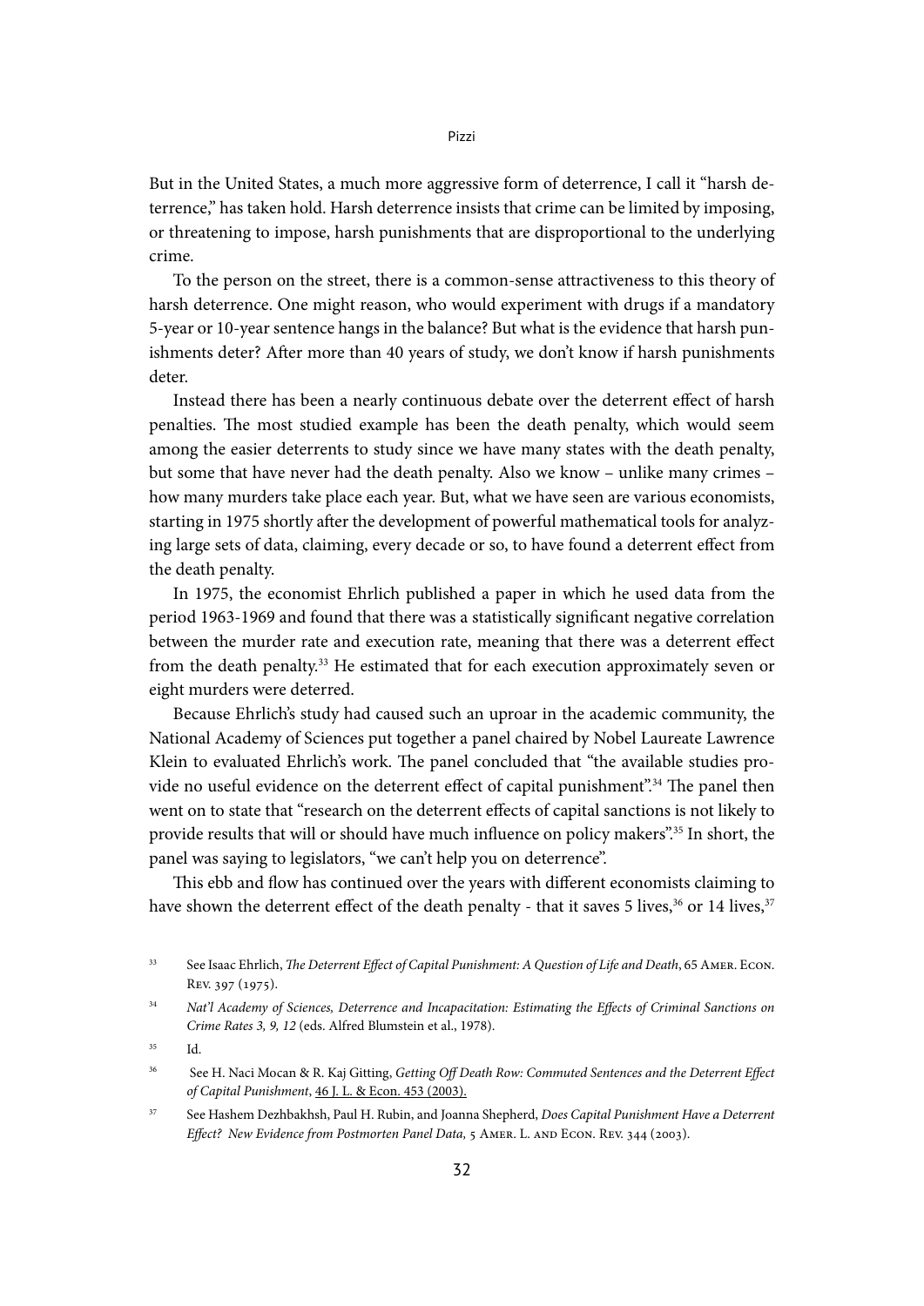But in the United States, a much more aggressive form of deterrence, I call it "harsh deterrence," has taken hold. Harsh deterrence insists that crime can be limited by imposing, or threatening to impose, harsh punishments that are disproportional to the underlying crime.

To the person on the street, there is a common-sense attractiveness to this theory of harsh deterrence. One might reason, who would experiment with drugs if a mandatory 5-year or 10-year sentence hangs in the balance? But what is the evidence that harsh punishments deter? After more than 40 years of study, we don't know if harsh punishments deter.

Instead there has been a nearly continuous debate over the deterrent effect of harsh penalties. The most studied example has been the death penalty, which would seem among the easier deterrents to study since we have many states with the death penalty, but some that have never had the death penalty. Also we know – unlike many crimes – how many murders take place each year. But, what we have seen are various economists, starting in 1975 shortly after the development of powerful mathematical tools for analyzing large sets of data, claiming, every decade or so, to have found a deterrent effect from the death penalty.

In 1975, the economist Ehrlich published a paper in which he used data from the period 1963-1969 and found that there was a statistically significant negative correlation between the murder rate and execution rate, meaning that there was a deterrent effect from the death penalty.[33] He estimated that for each execution approximately seven or eight murders were deterred.

Because Ehrlich's study had caused such an uproar in the academic community, the National Academy of Sciences put together a panel chaired by Nobel Laureate Lawrence Klein to evaluated Ehrlich's work. The panel concluded that "the available studies provide no useful evidence on the deterrent effect of capital punishment".[34] The panel then went on to state that "research on the deterrent effects of capital sanctions is not likely to provide results that will or should have much influence on policy makers".[35] In short, the panel was saying to legislators, "we can't help you on deterrence".

This ebb and flow has continued over the years with different economists claiming to have shown the deterrent effect of the death penalty - that it saves 5 lives,[36] or 14 lives,[37]

---

[33] See Isaac Ehrlich, *The Deterrent Effect of Capital Punishment: A Question of Life and Death*, 65 Amer. Econ. Rev. 397 (1975).

[34] *Nat'l Academy of Sciences, Deterrence and Incapacitation: Estimating the Effects of Criminal Sanctions on Crime Rates 3, 9, 12* (eds. Alfred Blumstein et al., 1978).

[35] Id.

[36] See H. Naci Mocan & R. Kaj Gitting, *Getting Off Death Row: Commuted Sentences and the Deterrent Effect of Capital Punishment*, 46 J. L. & Econ. 453 (2003).

[37] See Hashem Dezhbakhsh, Paul H. Rubin, and Joanna Shepherd, *Does Capital Punishment Have a Deterrent Effect? New Evidence from Postmorten Panel Data,* 5 Amer. L. and Econ. Rev. 344 (2003).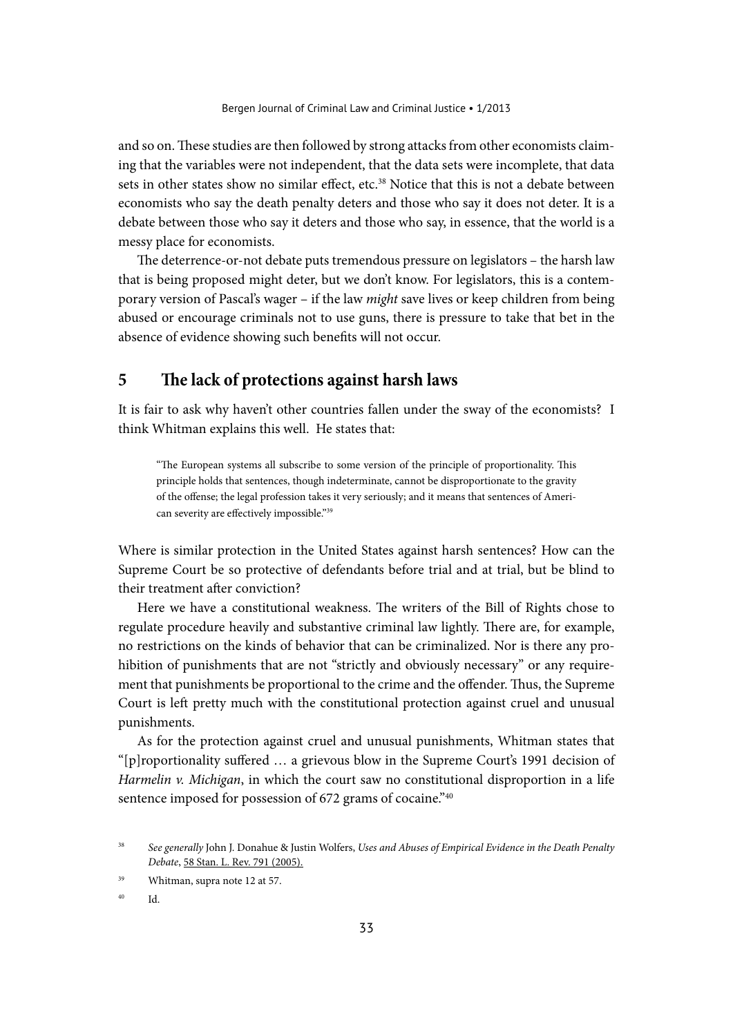and so on. These studies are then followed by strong attacks from other economists claiming that the variables were not independent, that the data sets were incomplete, that data sets in other states show no similar effect, etc.[38] Notice that this is not a debate between economists who say the death penalty deters and those who say it does not deter. It is a debate between those who say it deters and those who say, in essence, that the world is a messy place for economists.

The deterrence-or-not debate puts tremendous pressure on legislators – the harsh law that is being proposed might deter, but we don't know. For legislators, this is a contemporary version of Pascal's wager – if the law *might* save lives or keep children from being abused or encourage criminals not to use guns, there is pressure to take that bet in the absence of evidence showing such benefits will not occur.

## 5 The lack of protections against harsh laws

It is fair to ask why haven't other countries fallen under the sway of the economists? I think Whitman explains this well. He states that:

> "The European systems all subscribe to some version of the principle of proportionality. This principle holds that sentences, though indeterminate, cannot be disproportionate to the gravity of the offense; the legal profession takes it very seriously; and it means that sentences of American severity are effectively impossible."[39]

Where is similar protection in the United States against harsh sentences? How can the Supreme Court be so protective of defendants before trial and at trial, but be blind to their treatment after conviction?

Here we have a constitutional weakness. The writers of the Bill of Rights chose to regulate procedure heavily and substantive criminal law lightly. There are, for example, no restrictions on the kinds of behavior that can be criminalized. Nor is there any prohibition of punishments that are not "strictly and obviously necessary" or any requirement that punishments be proportional to the crime and the offender. Thus, the Supreme Court is left pretty much with the constitutional protection against cruel and unusual punishments.

As for the protection against cruel and unusual punishments, Whitman states that "[p]roportionality suffered … a grievous blow in the Supreme Court's 1991 decision of *Harmelin v. Michigan*, in which the court saw no constitutional disproportion in a life sentence imposed for possession of 672 grams of cocaine."[40]

---

[38] *See generally* John J. Donahue & Justin Wolfers, *Uses and Abuses of Empirical Evidence in the Death Penalty Debate*, 58 Stan. L. Rev. 791 (2005).

[39] Whitman, supra note 12 at 57.

[40] Id.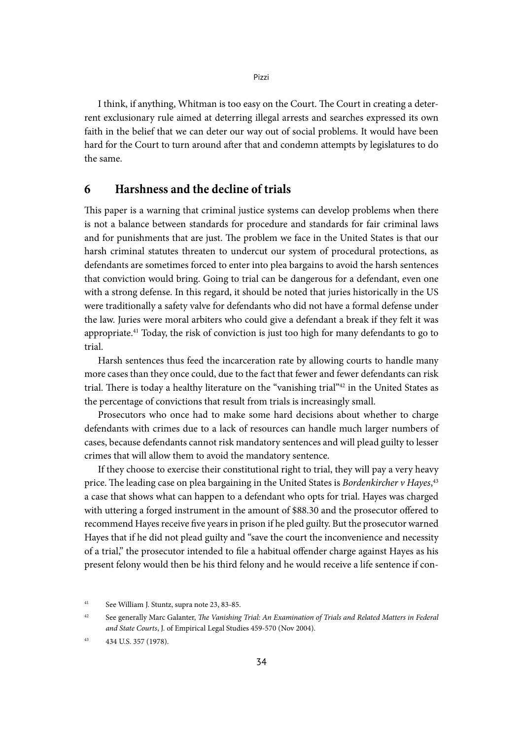I think, if anything, Whitman is too easy on the Court. The Court in creating a deterrent exclusionary rule aimed at deterring illegal arrests and searches expressed its own faith in the belief that we can deter our way out of social problems. It would have been hard for the Court to turn around after that and condemn attempts by legislatures to do the same.

## 6 Harshness and the decline of trials

This paper is a warning that criminal justice systems can develop problems when there is not a balance between standards for procedure and standards for fair criminal laws and for punishments that are just. The problem we face in the United States is that our harsh criminal statutes threaten to undercut our system of procedural protections, as defendants are sometimes forced to enter into plea bargains to avoid the harsh sentences that conviction would bring. Going to trial can be dangerous for a defendant, even one with a strong defense. In this regard, it should be noted that juries historically in the US were traditionally a safety valve for defendants who did not have a formal defense under the law. Juries were moral arbiters who could give a defendant a break if they felt it was appropriate.[41] Today, the risk of conviction is just too high for many defendants to go to trial.

Harsh sentences thus feed the incarceration rate by allowing courts to handle many more cases than they once could, due to the fact that fewer and fewer defendants can risk trial. There is today a healthy literature on the "vanishing trial"[42] in the United States as the percentage of convictions that result from trials is increasingly small.

Prosecutors who once had to make some hard decisions about whether to charge defendants with crimes due to a lack of resources can handle much larger numbers of cases, because defendants cannot risk mandatory sentences and will plead guilty to lesser crimes that will allow them to avoid the mandatory sentence.

If they choose to exercise their constitutional right to trial, they will pay a very heavy price. The leading case on plea bargaining in the United States is *Bordenkircher v Hayes*,[43] a case that shows what can happen to a defendant who opts for trial. Hayes was charged with uttering a forged instrument in the amount of $88.30 and the prosecutor offered to recommend Hayes receive five years in prison if he pled guilty. But the prosecutor warned Hayes that if he did not plead guilty and "save the court the inconvenience and necessity of a trial," the prosecutor intended to file a habitual offender charge against Hayes as his present felony would then be his third felony and he would receive a life sentence if con-

[41] See William J. Stuntz, supra note 23, 83-85.

[42] See generally Marc Galanter, *The Vanishing Trial: An Examination of Trials and Related Matters in Federal and State Courts*, J. of Empirical Legal Studies 459-570 (Nov 2004).

[43] 434 U.S. 357 (1978).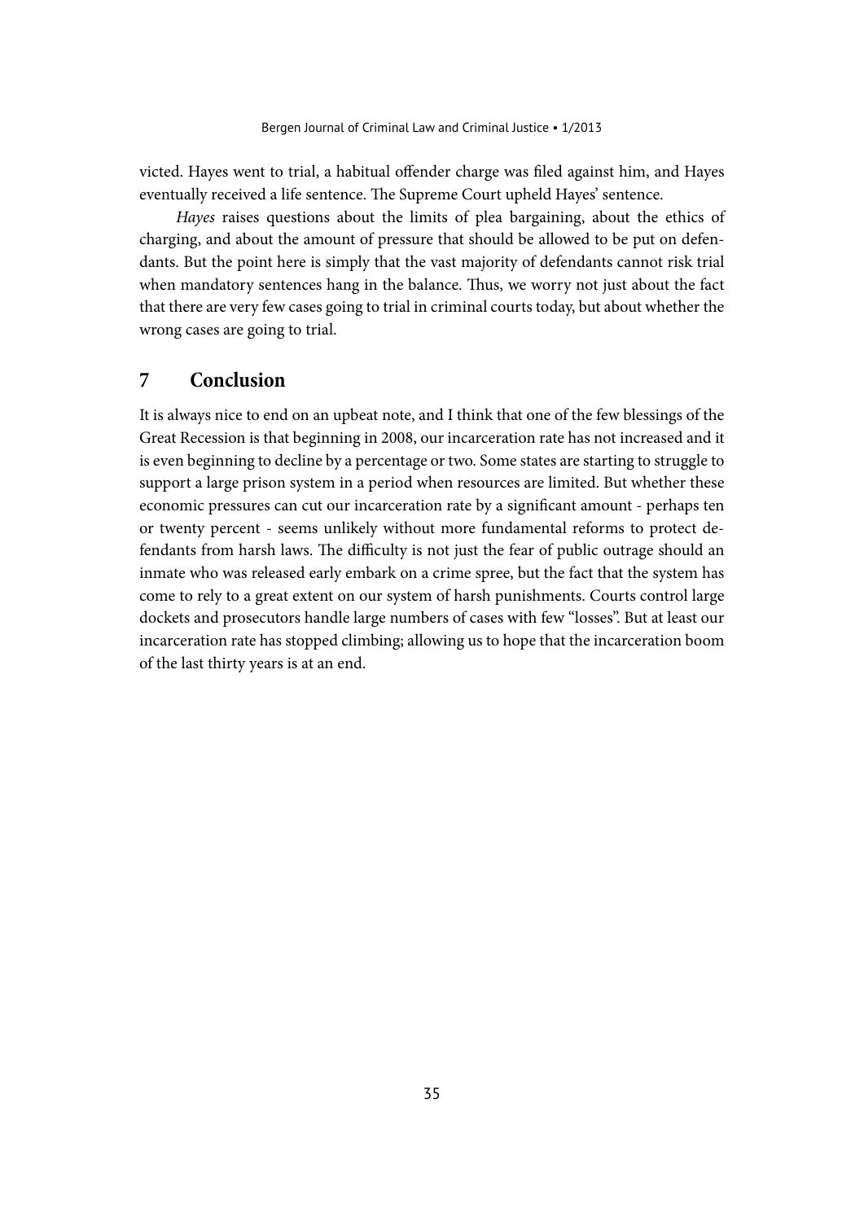victed. Hayes went to trial, a habitual offender charge was filed against him, and Hayes eventually received a life sentence. The Supreme Court upheld Hayes' sentence.

*Hayes* raises questions about the limits of plea bargaining, about the ethics of charging, and about the amount of pressure that should be allowed to be put on defendants. But the point here is simply that the vast majority of defendants cannot risk trial when mandatory sentences hang in the balance. Thus, we worry not just about the fact that there are very few cases going to trial in criminal courts today, but about whether the wrong cases are going to trial.

## 7 Conclusion

It is always nice to end on an upbeat note, and I think that one of the few blessings of the Great Recession is that beginning in 2008, our incarceration rate has not increased and it is even beginning to decline by a percentage or two. Some states are starting to struggle to support a large prison system in a period when resources are limited. But whether these economic pressures can cut our incarceration rate by a significant amount - perhaps ten or twenty percent - seems unlikely without more fundamental reforms to protect defendants from harsh laws. The difficulty is not just the fear of public outrage should an inmate who was released early embark on a crime spree, but the fact that the system has come to rely to a great extent on our system of harsh punishments. Courts control large dockets and prosecutors handle large numbers of cases with few "losses". But at least our incarceration rate has stopped climbing; allowing us to hope that the incarceration boom of the last thirty years is at an end.